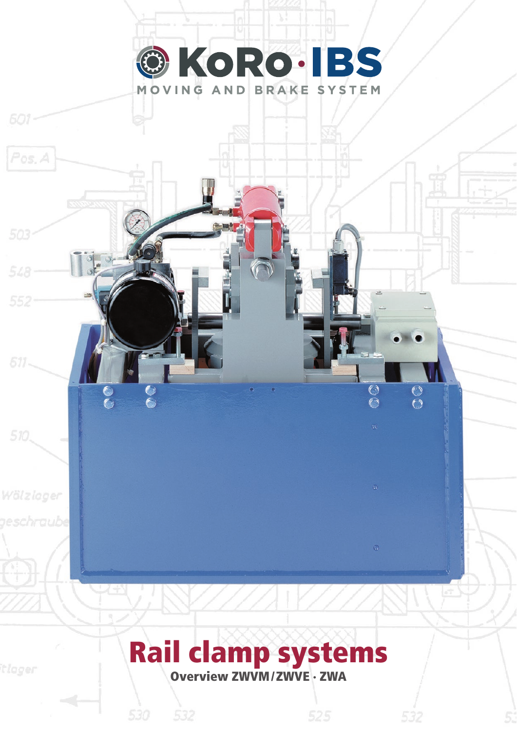# KoRo·IBS

MOVING AND BRAKE SYSTEM

# Rail clamp systems

**Overview ZWVM/ZWVE · ZWA**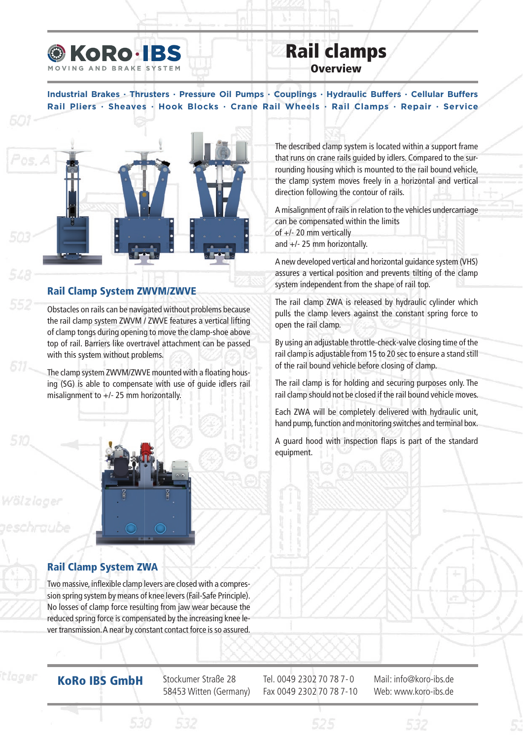# Rail clamps

## Overview

**Industrial Brakes · Thrusters · Pressure Oil Pumps · Couplings · Hydraulic Buffers · Cellular Buffers · Rail Pliers · Sheaves · Hook Blocks · Crane Rail Wheels · Rail Clamps · Repair · Service**

### Rail Clamp System ZWVM/ZWVE

Obstacles on rails can be navigated without problems because the rail clamp system ZWVM / ZWVE features a vertical lifting of clamp tongs during opening to move the clamp-shoe above top of rail. Barriers like overtravel attachment can be passed with this system without problems.

The clamp system ZWVM/ZWVE mounted with a floating housing (SG) is able to compensate with use of guide idlers rail misalignment to +/- 25 mm horizontally.

### Rail Clamp System ZWA

Two massive, inflexible clamp levers are closed with a compression spring system by means of knee levers (Fail-Safe Principle). No losses of clamp force resulting from jaw wear because the reduced spring force is compensated by the increasing knee lever transmission. A near by constant contact force is so assured.

The described clamp system is located within a support frame that runs on crane rails guided by idlers. Compared to the surrounding housing which is mounted to the rail bound vehicle, the clamp system moves freely in a horizontal and vertical direction following the contour of rails.

A misalignment of rails in relation to the vehicles undercarriage can be compensated within the limits
of +/- 20 mm vertically
and +/- 25 mm horizontally.

A new developed vertical and horizontal guidance system (VHS) assures a vertical position and prevents tilting of the clamp system independent from the shape of rail top.

The rail clamp ZWA is released by hydraulic cylinder which pulls the clamp levers against the constant spring force to open the rail clamp.

By using an adjustable throttle-check-valve closing time of the rail clamp is adjustable from 15 to 20 sec to ensure a stand still of the rail bound vehicle before closing of clamp.

The rail clamp is for holding and securing purposes only. The rail clamp should not be closed if the rail bound vehicle moves.

Each ZWA will be completely delivered with hydraulic unit, hand pump, function and monitoring switches and terminal box.

A guard hood with inspection flaps is part of the standard equipment.

**KoRo IBS GmbH**

Stockumer Straße 28
58453 Witten (Germany)

Tel. 0049 2302 70 78 7-0
Fax 0049 2302 70 78 7-10

Mail: info@koro-ibs.de
Web: www.koro-ibs.de